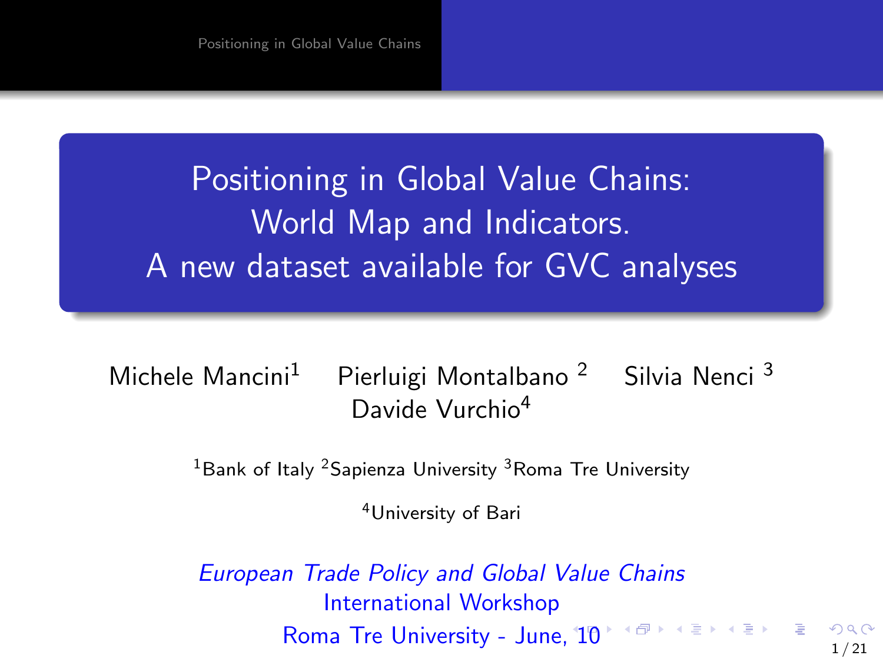# Positioning in Global Value Chains: World Map and Indicators. A new dataset available for GVC analyses

Michele Mancini[1] Pierluigi Montalbano [2] Silvia Nenci [3]
Davide Vurchio[4]

[1]Bank of Italy [2]Sapienza University [3]Roma Tre University

[4]University of Bari

*European Trade Policy and Global Value Chains*
International Workshop
Roma Tre University - June, 10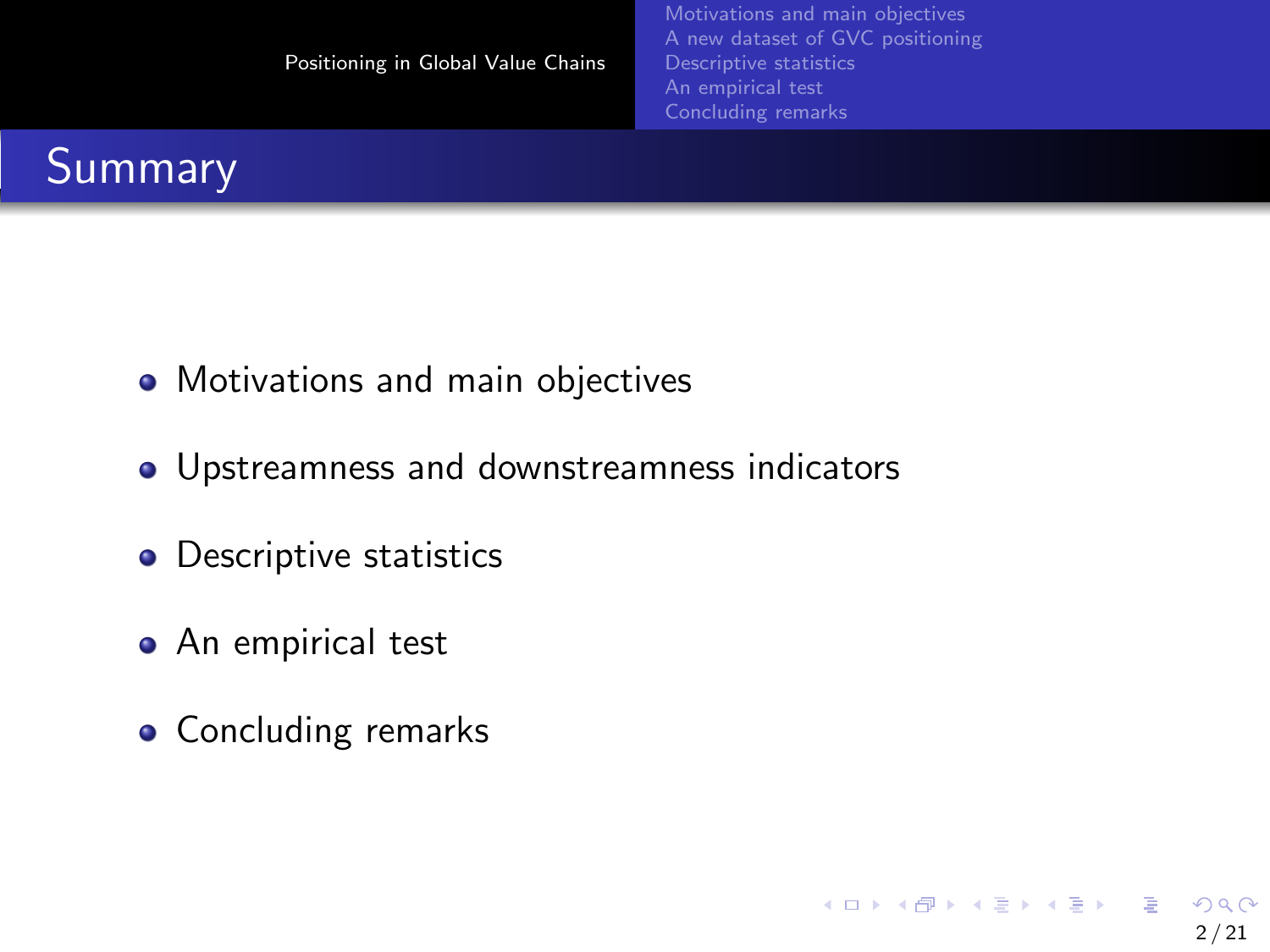## Summary

- Motivations and main objectives
- Upstreamness and downstreamness indicators
- Descriptive statistics
- An empirical test
- Concluding remarks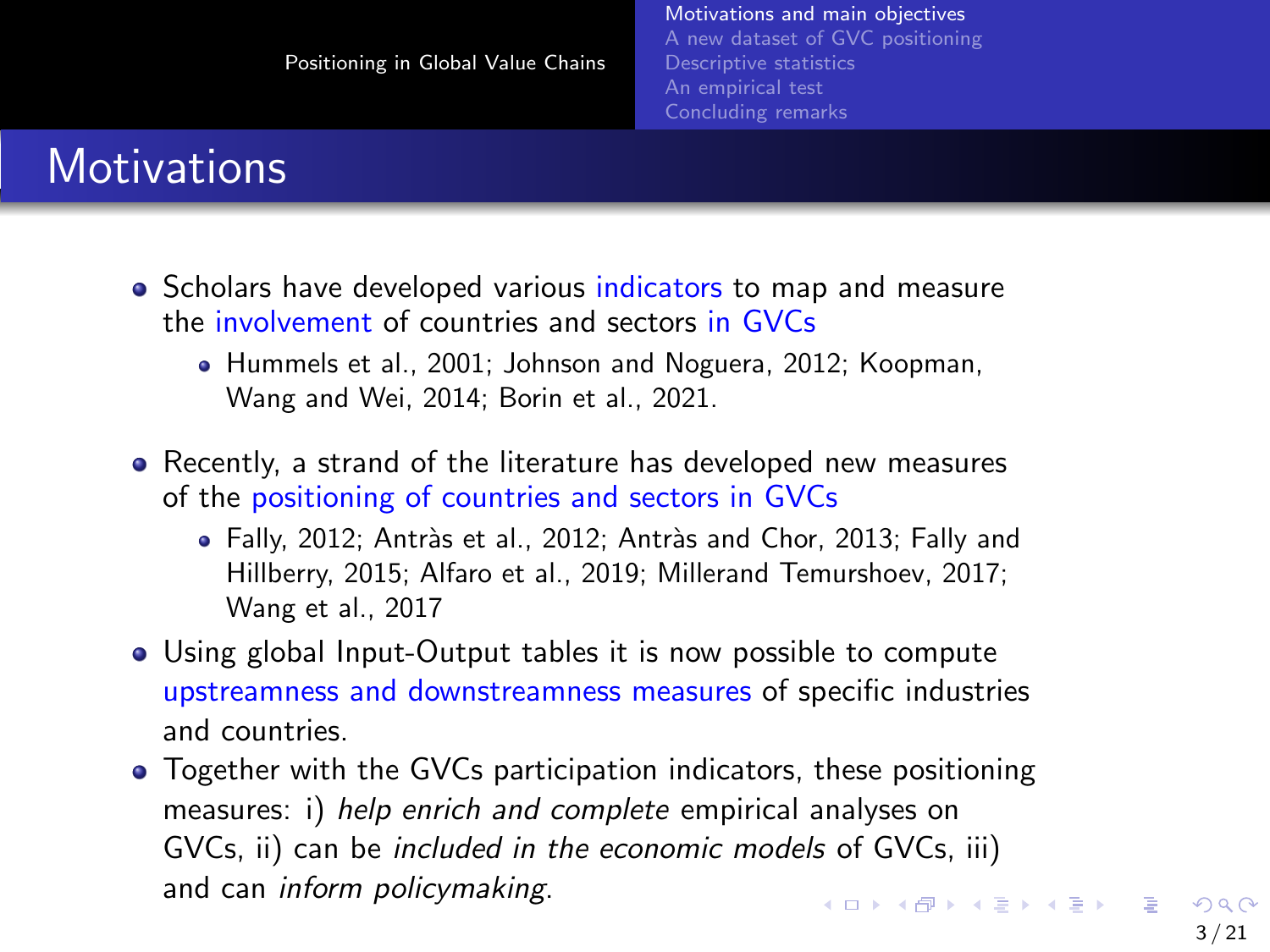# Motivations

- Scholars have developed various indicators to map and measure the involvement of countries and sectors in GVCs
  - Hummels et al., 2001; Johnson and Noguera, 2012; Koopman, Wang and Wei, 2014; Borin et al., 2021.
- Recently, a strand of the literature has developed new measures of the positioning of countries and sectors in GVCs
  - Fally, 2012; Antràs et al., 2012; Antràs and Chor, 2013; Fally and Hillberry, 2015; Alfaro et al., 2019; Millerand Temurshoev, 2017; Wang et al., 2017
- Using global Input-Output tables it is now possible to compute upstreamness and downstreamness measures of specific industries and countries.
- Together with the GVCs participation indicators, these positioning measures: i) *help enrich and complete* empirical analyses on GVCs, ii) can be *included in the economic models* of GVCs, iii) and can *inform policymaking*.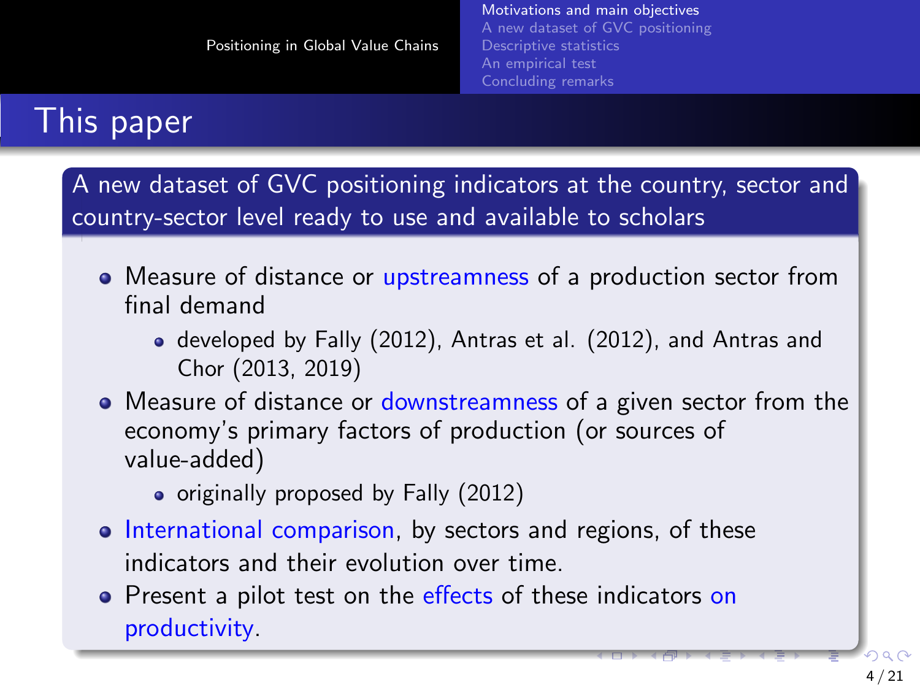# This paper

**A new dataset of GVC positioning indicators at the country, sector and country-sector level ready to use and available to scholars**

- Measure of distance or upstreamness of a production sector from final demand
  - developed by Fally (2012), Antras et al. (2012), and Antras and Chor (2013, 2019)
- Measure of distance or downstreamness of a given sector from the economy's primary factors of production (or sources of value-added)
  - originally proposed by Fally (2012)
- International comparison, by sectors and regions, of these indicators and their evolution over time.
- Present a pilot test on the effects of these indicators on productivity.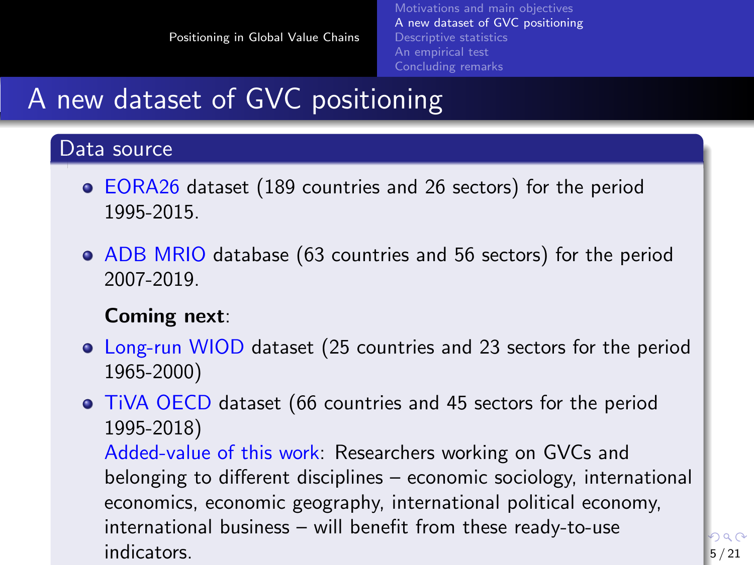# A new dataset of GVC positioning

## Data source

- EORA26 dataset (189 countries and 26 sectors) for the period 1995-2015.
- ADB MRIO database (63 countries and 56 sectors) for the period 2007-2019.

**Coming next**:

- Long-run WIOD dataset (25 countries and 23 sectors for the period 1965-2000)
- TiVA OECD dataset (66 countries and 45 sectors for the period 1995-2018)

  Added-value of this work: Researchers working on GVCs and belonging to different disciplines – economic sociology, international economics, economic geography, international political economy, international business – will benefit from these ready-to-use indicators.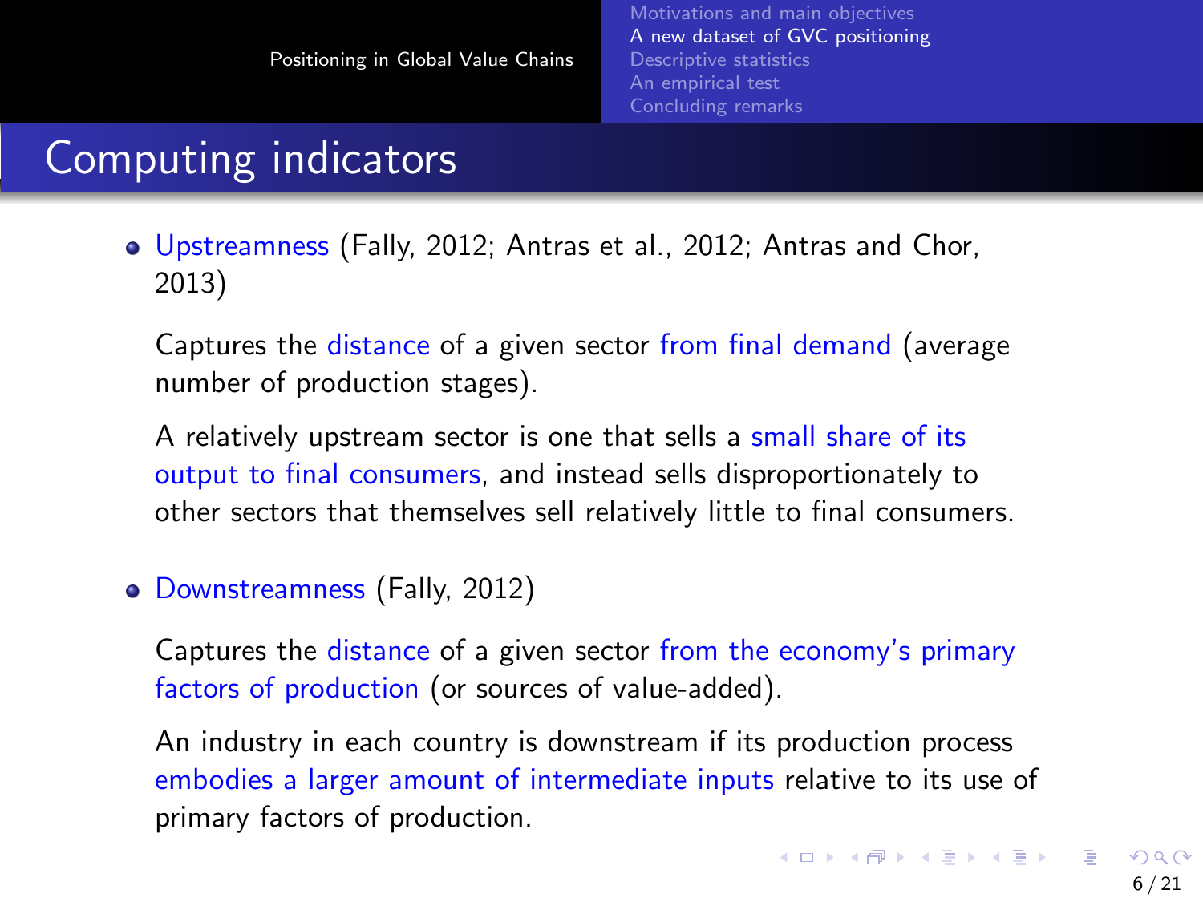# Computing indicators

- Upstreamness (Fally, 2012; Antras et al., 2012; Antras and Chor, 2013)

  Captures the distance of a given sector from final demand (average number of production stages).

  A relatively upstream sector is one that sells a small share of its output to final consumers, and instead sells disproportionately to other sectors that themselves sell relatively little to final consumers.

- Downstreamness (Fally, 2012)

  Captures the distance of a given sector from the economy's primary factors of production (or sources of value-added).

  An industry in each country is downstream if its production process embodies a larger amount of intermediate inputs relative to its use of primary factors of production.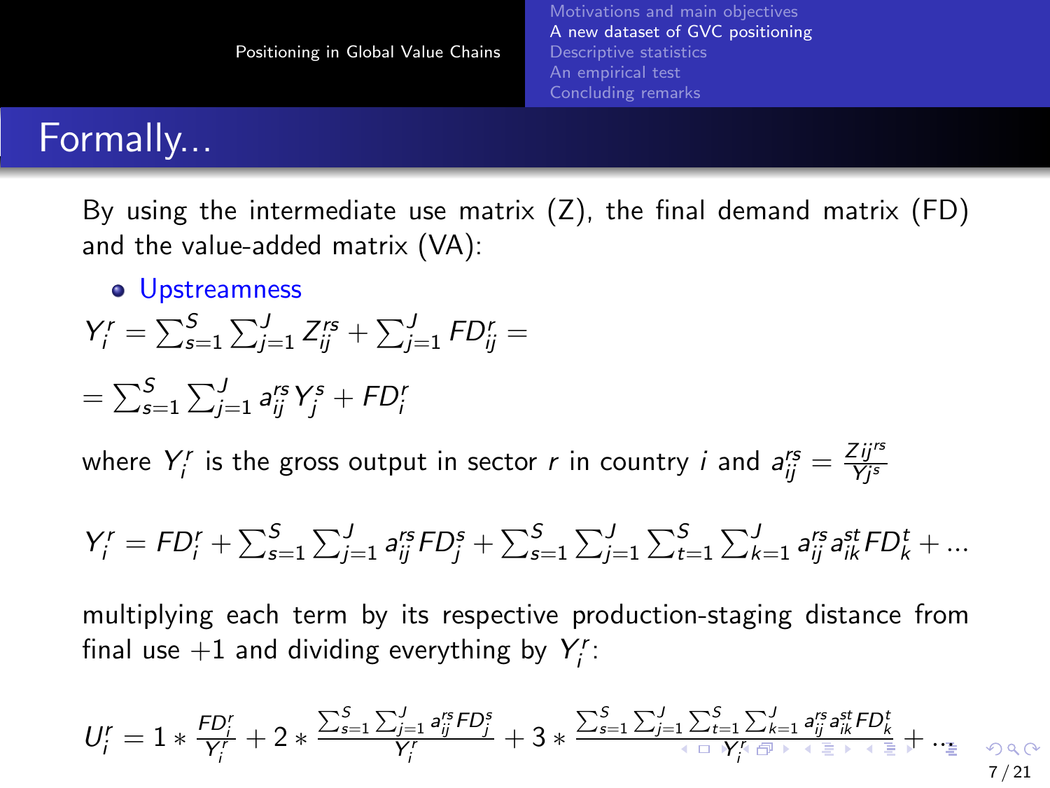# Formally...

By using the intermediate use matrix (Z), the final demand matrix (FD) and the value-added matrix (VA):

- Upstreamness

$$Y_i^r = \sum_{s=1}^{S} \sum_{j=1}^{J} Z_{ij}^{rs} + \sum_{j=1}^{J} FD_{ij}^r =$$

$$= \sum_{s=1}^{S} \sum_{j=1}^{J} a_{ij}^{rs} Y_j^s + FD_i^r$$

where $Y_i^r$ is the gross output in sector $r$ in country $i$ and $a_{ij}^{rs} = \frac{Z{ij}^{rs}}{Yj^s}$

$$Y_i^r = FD_i^r + \sum_{s=1}^{S} \sum_{j=1}^{J} a_{ij}^{rs} FD_j^s + \sum_{s=1}^{S} \sum_{j=1}^{J} \sum_{t=1}^{S} \sum_{k=1}^{J} a_{ij}^{rs} a_{ik}^{st} FD_k^t + \dots$$

multiplying each term by its respective production-staging distance from final use +1 and dividing everything by $Y_i^r$:

$$U_i^r = 1 * \frac{FD_i^r}{Y_i^r} + 2 * \frac{\sum_{s=1}^{S} \sum_{j=1}^{J} a_{ij}^{rs} FD_j^s}{Y_i^r} + 3 * \frac{\sum_{s=1}^{S} \sum_{j=1}^{J} \sum_{t=1}^{S} \sum_{k=1}^{J} a_{ij}^{rs} a_{ik}^{st} FD_k^t}{Y_i^r} + \dots$$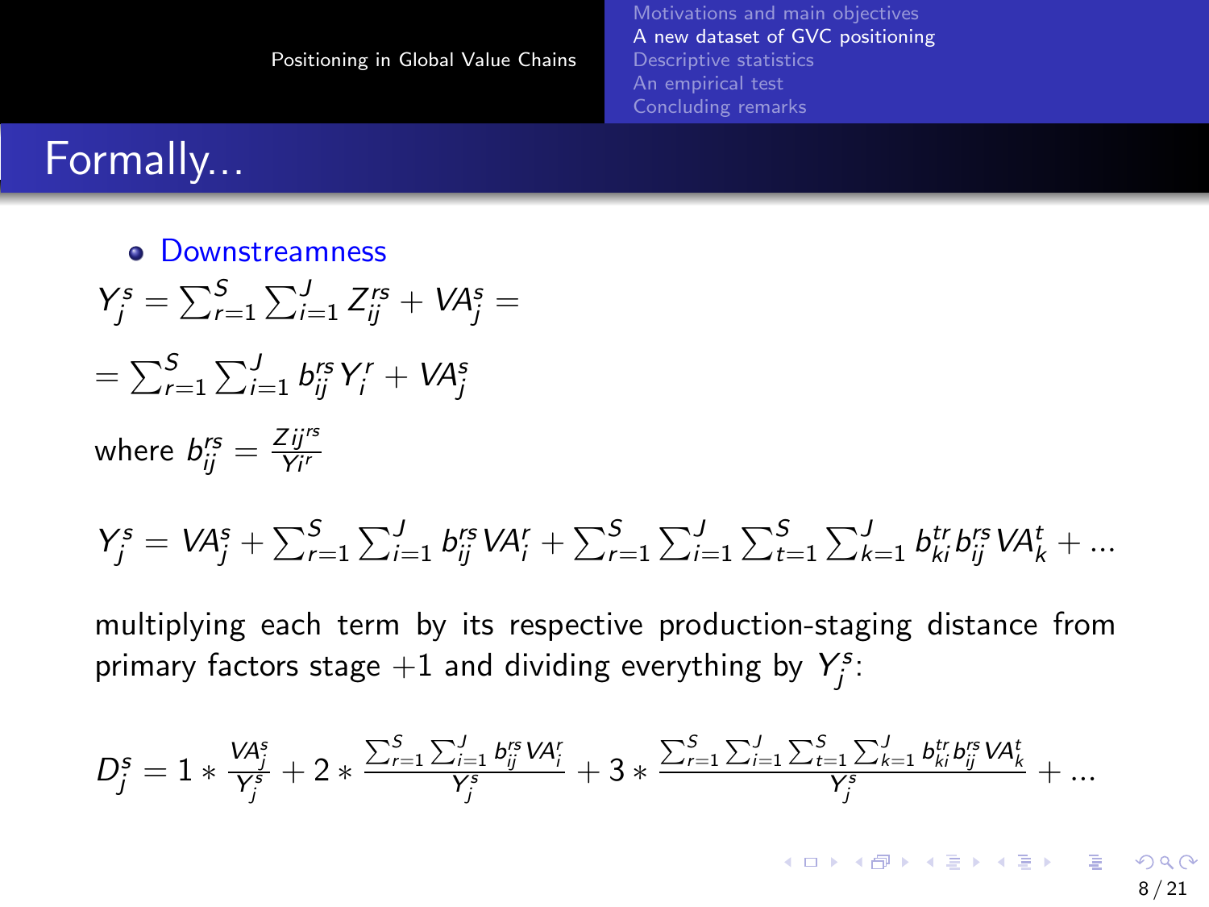## Formally...

- Downstreamness

$$Y_j^s = \sum_{r=1}^{S} \sum_{i=1}^{J} Z_{ij}^{rs} + VA_j^s =$$

$$= \sum_{r=1}^{S} \sum_{i=1}^{J} b_{ij}^{rs} Y_i^r + VA_j^s$$

where $b_{ij}^{rs} = \frac{Zij^{rs}}{Yi^r}$

$$Y_j^s = VA_j^s + \sum_{r=1}^{S} \sum_{i=1}^{J} b_{ij}^{rs} VA_i^r + \sum_{r=1}^{S} \sum_{i=1}^{J} \sum_{t=1}^{S} \sum_{k=1}^{J} b_{ki}^{tr} b_{ij}^{rs} VA_k^t + \ldots$$

multiplying each term by its respective production-staging distance from primary factors stage +1 and dividing everything by $Y_j^s$:

$$D_j^s = 1 * \frac{VA_j^s}{Y_j^s} + 2 * \frac{\sum_{r=1}^{S} \sum_{i=1}^{J} b_{ij}^{rs} VA_i^r}{Y_j^s} + 3 * \frac{\sum_{r=1}^{S} \sum_{i=1}^{J} \sum_{t=1}^{S} \sum_{k=1}^{J} b_{ki}^{tr} b_{ij}^{rs} VA_k^t}{Y_j^s} + \ldots$$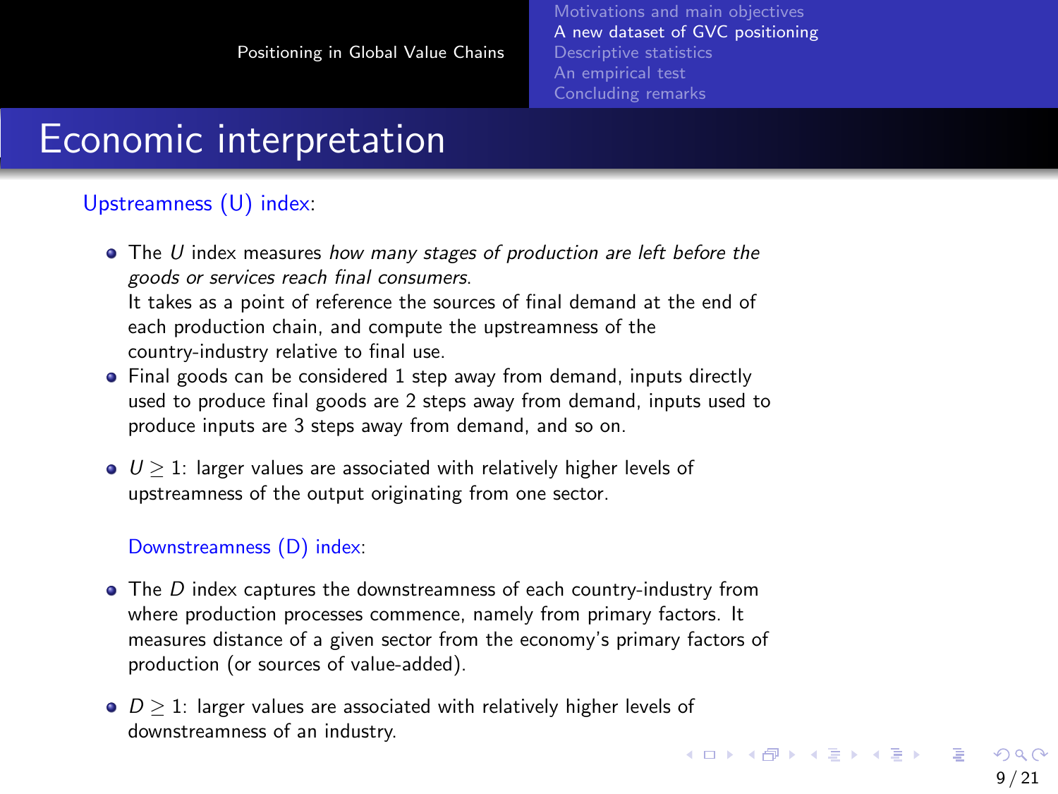# Economic interpretation

Upstreamness (U) index:

- The $U$ index measures *how many stages of production are left before the goods or services reach final consumers*.
  It takes as a point of reference the sources of final demand at the end of each production chain, and compute the upstreamness of the country-industry relative to final use.
- Final goods can be considered 1 step away from demand, inputs directly used to produce final goods are 2 steps away from demand, inputs used to produce inputs are 3 steps away from demand, and so on.
- $U \geq 1$: larger values are associated with relatively higher levels of upstreamness of the output originating from one sector.

Downstreamness (D) index:

- The $D$ index captures the downstreamness of each country-industry from where production processes commence, namely from primary factors. It measures distance of a given sector from the economy's primary factors of production (or sources of value-added).
- $D \geq 1$: larger values are associated with relatively higher levels of downstreamness of an industry.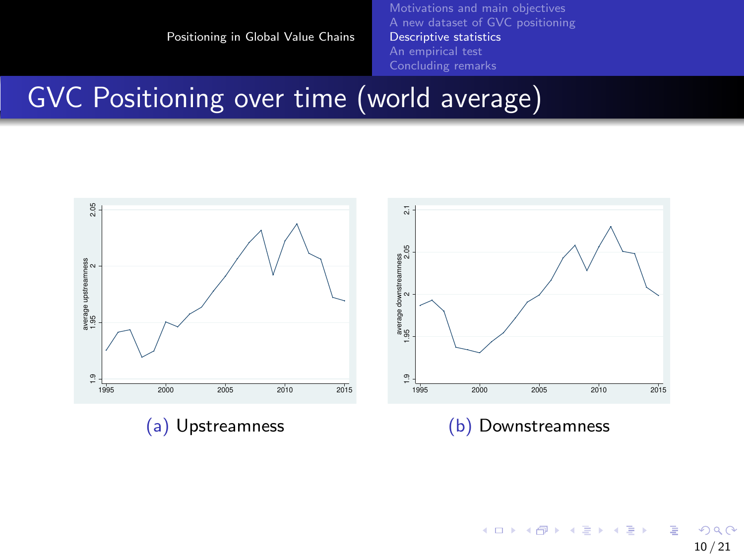# GVC Positioning over time (world average)

(a) Upstreamness

(b) Downstreamness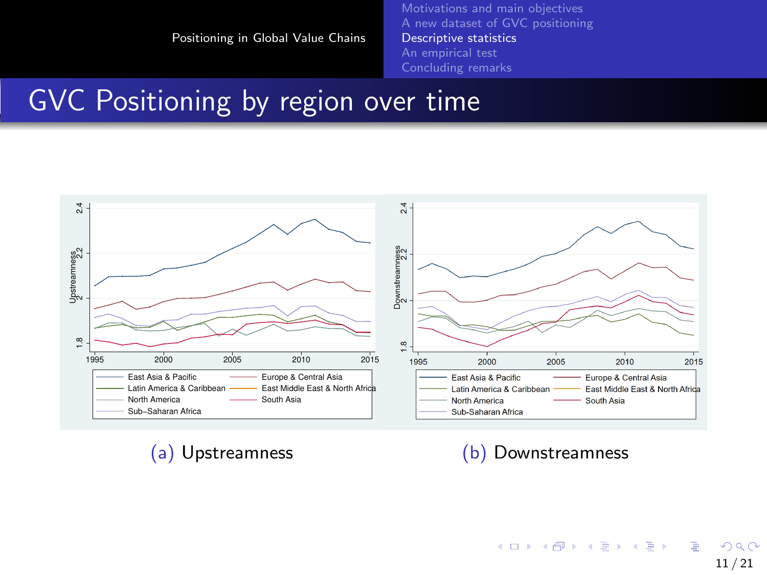# GVC Positioning by region over time

(a) Upstreamness

(b) Downstreamness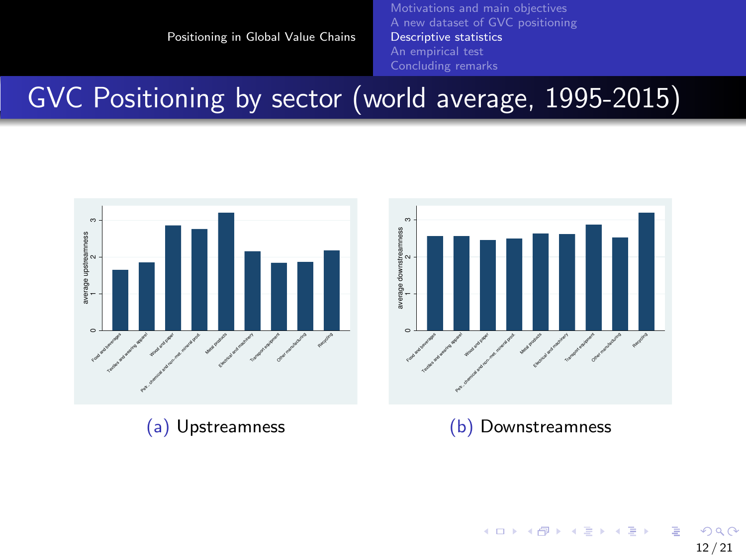# GVC Positioning by sector (world average, 1995-2015)

(a) Upstreamness

(b) Downstreamness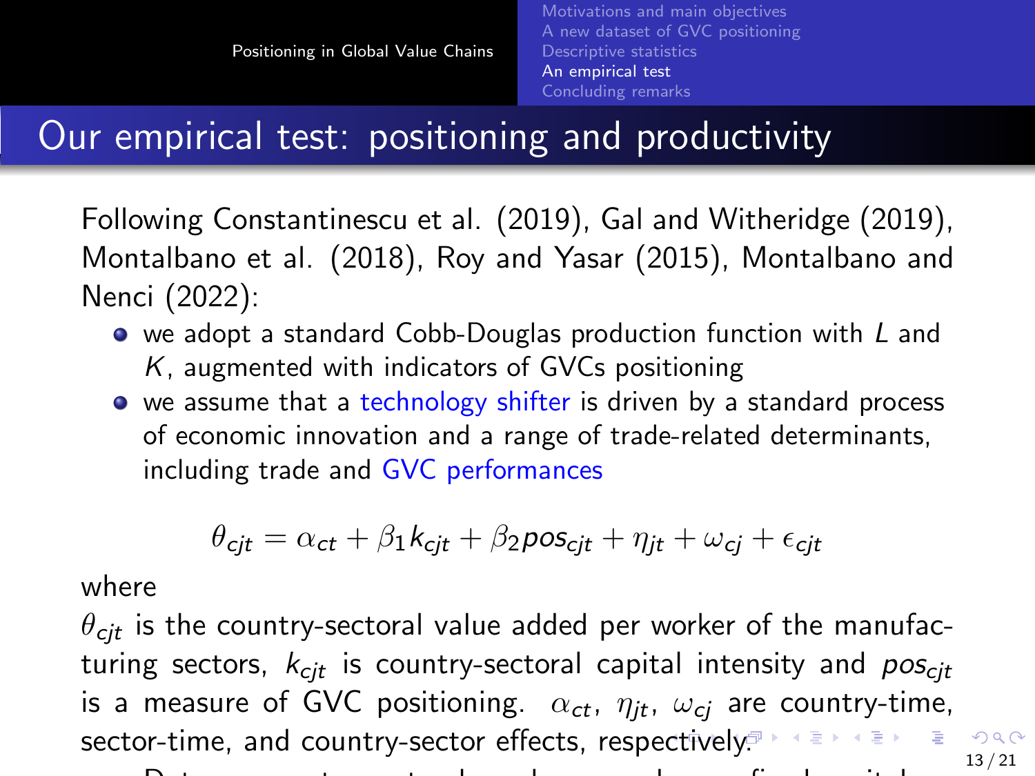# Our empirical test: positioning and productivity

Following Constantinescu et al. (2019), Gal and Witheridge (2019), Montalbano et al. (2018), Roy and Yasar (2015), Montalbano and Nenci (2022):

- we adopt a standard Cobb-Douglas production function with $L$ and $K$, augmented with indicators of GVCs positioning
- we assume that a technology shifter is driven by a standard process of economic innovation and a range of trade-related determinants, including trade and GVC performances

$$\theta_{cjt} = \alpha_{ct} + \beta_1 k_{cjt} + \beta_2 pos_{cjt} + \eta_{jt} + \omega_{cj} + \epsilon_{cjt}$$

where

$\theta_{cjt}$ is the country-sectoral value added per worker of the manufacturing sectors, $k_{cjt}$ is country-sectoral capital intensity and $pos_{cjt}$ is a measure of GVC positioning. $\alpha_{ct}$, $\eta_{jt}$, $\omega_{cj}$ are country-time, sector-time, and country-sector effects, respectively.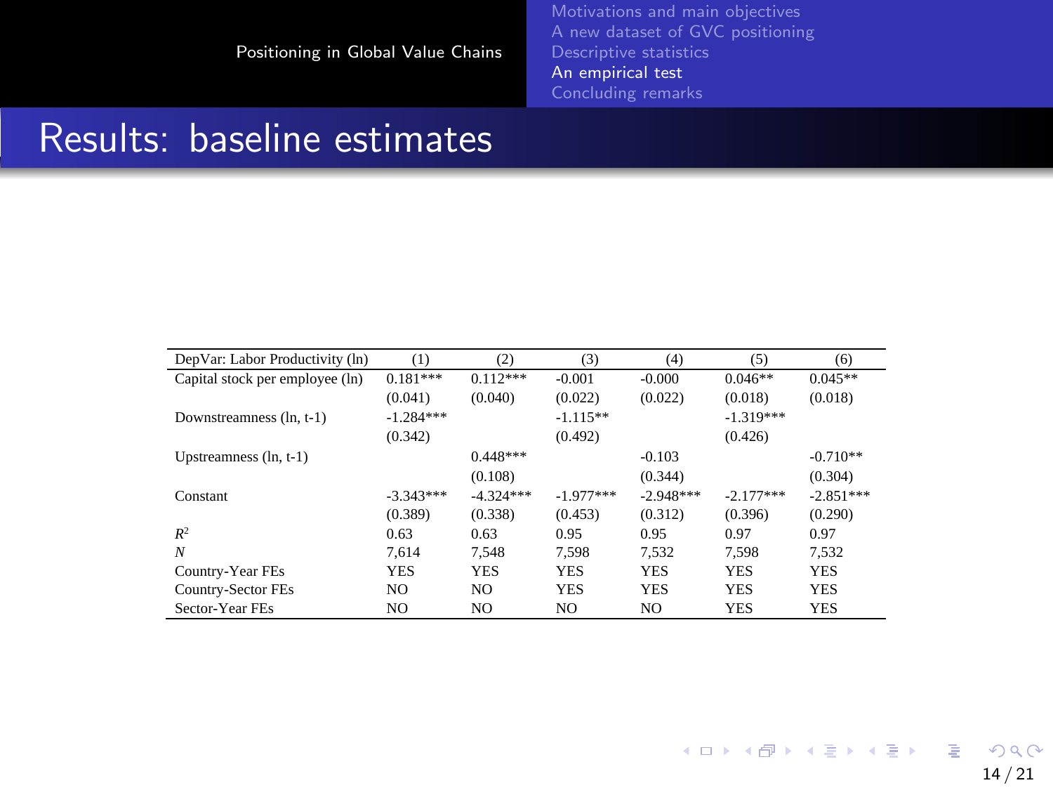## Results: baseline estimates

| DepVar: Labor Productivity (ln) | (1) | (2) | (3) | (4) | (5) | (6) |
|---|---|---|---|---|---|---|
| Capital stock per employee (ln) | 0.181*** | 0.112*** | -0.001 | -0.000 | 0.046** | 0.045** |
| | (0.041) | (0.040) | (0.022) | (0.022) | (0.018) | (0.018) |
| Downstreamness (ln, t-1) | -1.284*** | | -1.115** | | -1.319*** | |
| | (0.342) | | (0.492) | | (0.426) | |
| Upstreamness (ln, t-1) | | 0.448*** | | -0.103 | | -0.710** |
| | | (0.108) | | (0.344) | | (0.304) |
| Constant | -3.343*** | -4.324*** | -1.977*** | -2.948*** | -2.177*** | -2.851*** |
| | (0.389) | (0.338) | (0.453) | (0.312) | (0.396) | (0.290) |
| $R^2$ | 0.63 | 0.63 | 0.95 | 0.95 | 0.97 | 0.97 |
| $N$ | 7,614 | 7,548 | 7,598 | 7,532 | 7,598 | 7,532 |
| Country-Year FEs | YES | YES | YES | YES | YES | YES |
| Country-Sector FEs | NO | NO | YES | YES | YES | YES |
| Sector-Year FEs | NO | NO | NO | NO | YES | YES |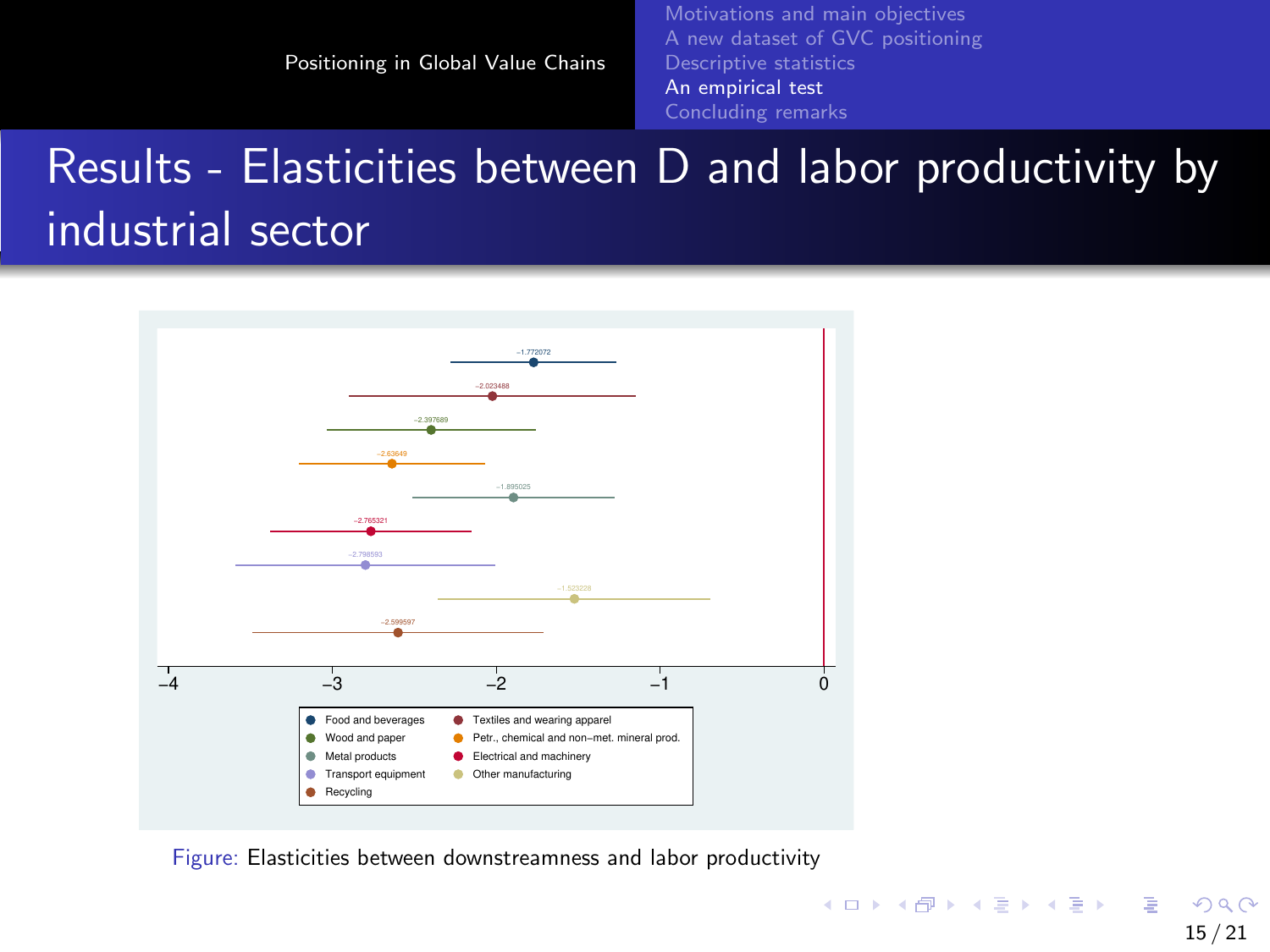# Results - Elasticities between D and labor productivity by industrial sector

| Sector | Elasticity |
| --- | --- |
| Food and beverages | −1.772072 |
| Textiles and wearing apparel | −2.023488 |
| Wood and paper | −2.397689 |
| Petr., chemical and non−met. mineral prod. | −2.63649 |
| Metal products | −1.895025 |
| Electrical and machinery | −2.765321 |
| Transport equipment | −2.798593 |
| Other manufacturing | −1.523228 |
| Recycling | −2.599597 |

Figure: Elasticities between downstreamness and labor productivity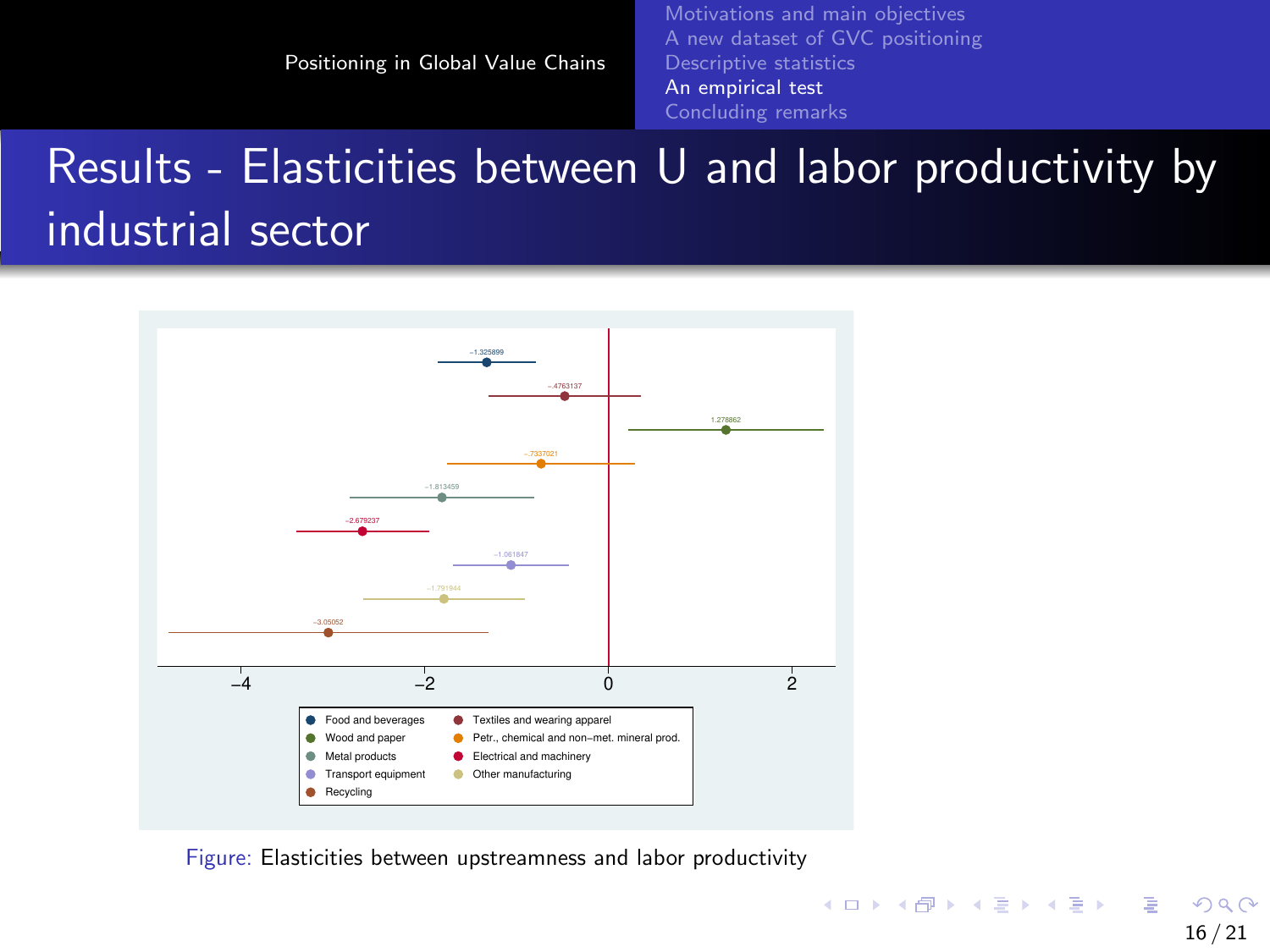# Results - Elasticities between U and labor productivity by industrial sector

Figure: Elasticities between upstreamness and labor productivity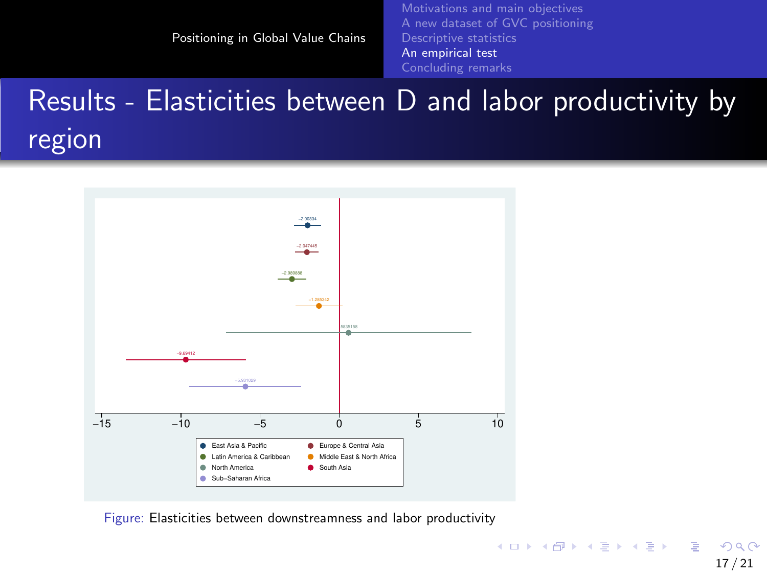# Results - Elasticities between D and labor productivity by region

Figure: Elasticities between downstreamness and labor productivity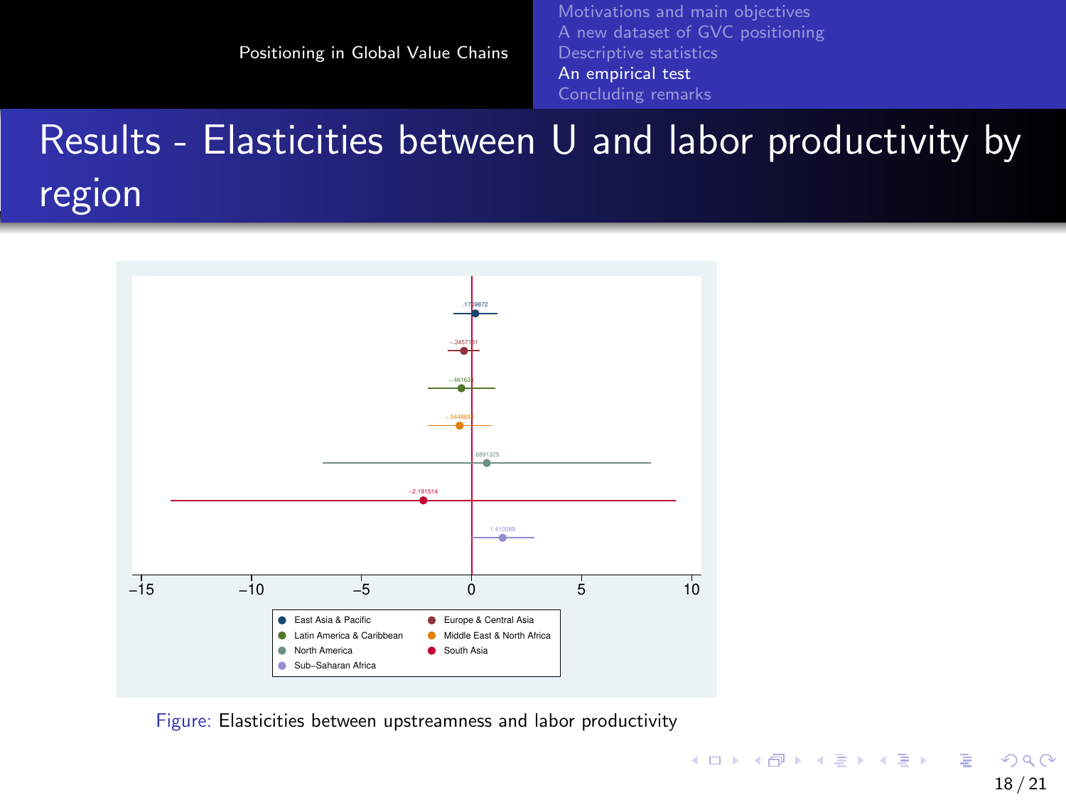# Results - Elasticities between U and labor productivity by region

Figure: Elasticities between upstreamness and labor productivity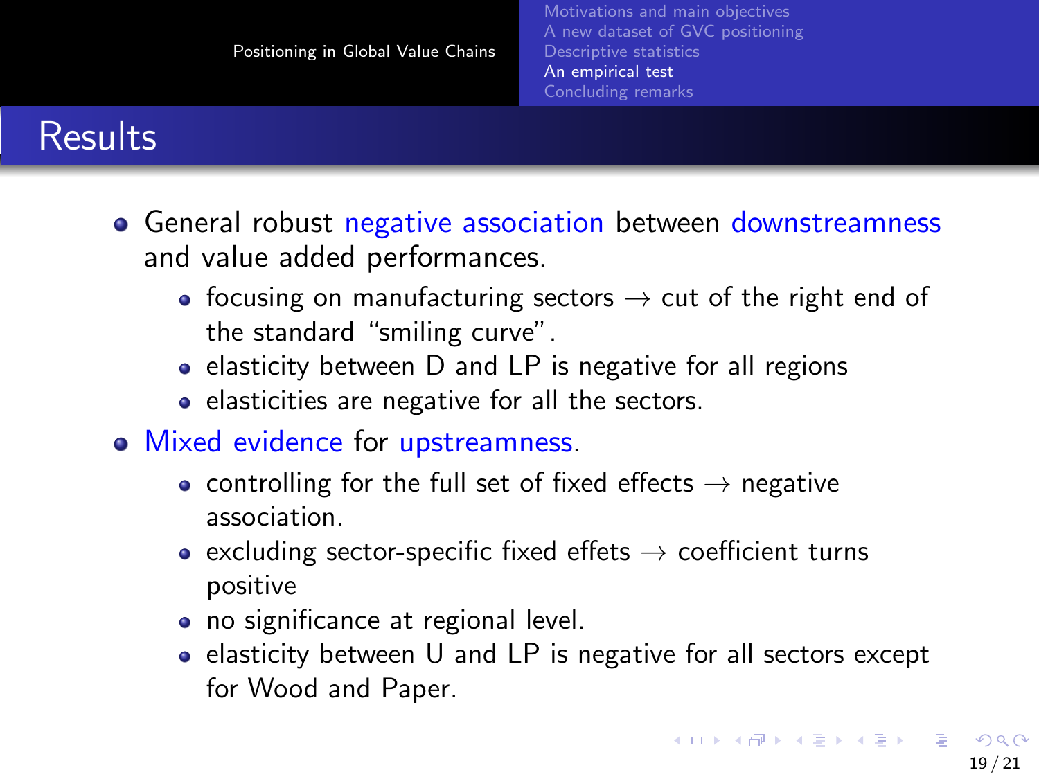## Results

- General robust negative association between downstreamness and value added performances.
  - focusing on manufacturing sectors → cut of the right end of the standard “smiling curve”.
  - elasticity between D and LP is negative for all regions
  - elasticities are negative for all the sectors.
- Mixed evidence for upstreamness.
  - controlling for the full set of fixed effects → negative association.
  - excluding sector-specific fixed effets → coefficient turns positive
  - no significance at regional level.
  - elasticity between U and LP is negative for all sectors except for Wood and Paper.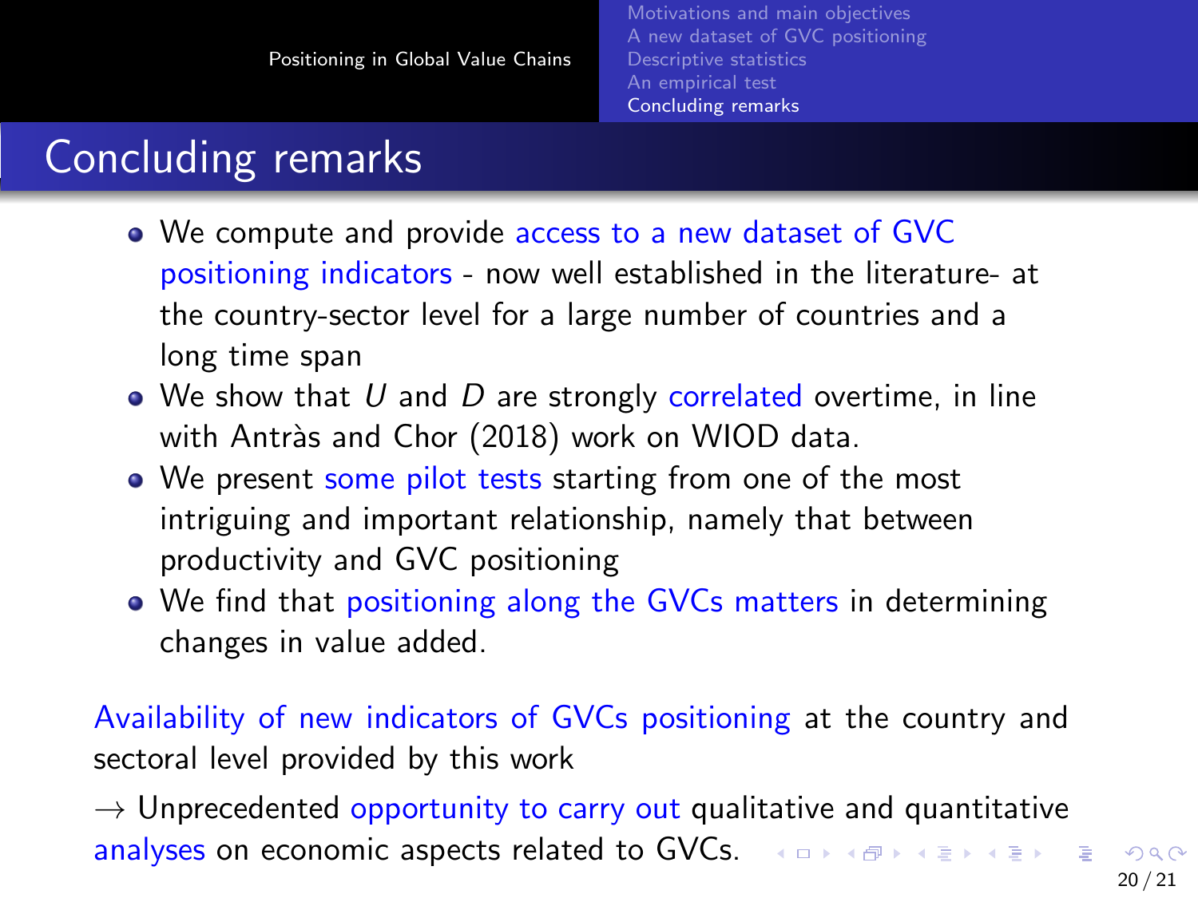## Concluding remarks

- We compute and provide access to a new dataset of GVC positioning indicators - now well established in the literature- at the country-sector level for a large number of countries and a long time span
- We show that $U$ and $D$ are strongly correlated overtime, in line with Antràs and Chor (2018) work on WIOD data.
- We present some pilot tests starting from one of the most intriguing and important relationship, namely that between productivity and GVC positioning
- We find that positioning along the GVCs matters in determining changes in value added.

Availability of new indicators of GVCs positioning at the country and sectoral level provided by this work

→ Unprecedented opportunity to carry out qualitative and quantitative analyses on economic aspects related to GVCs.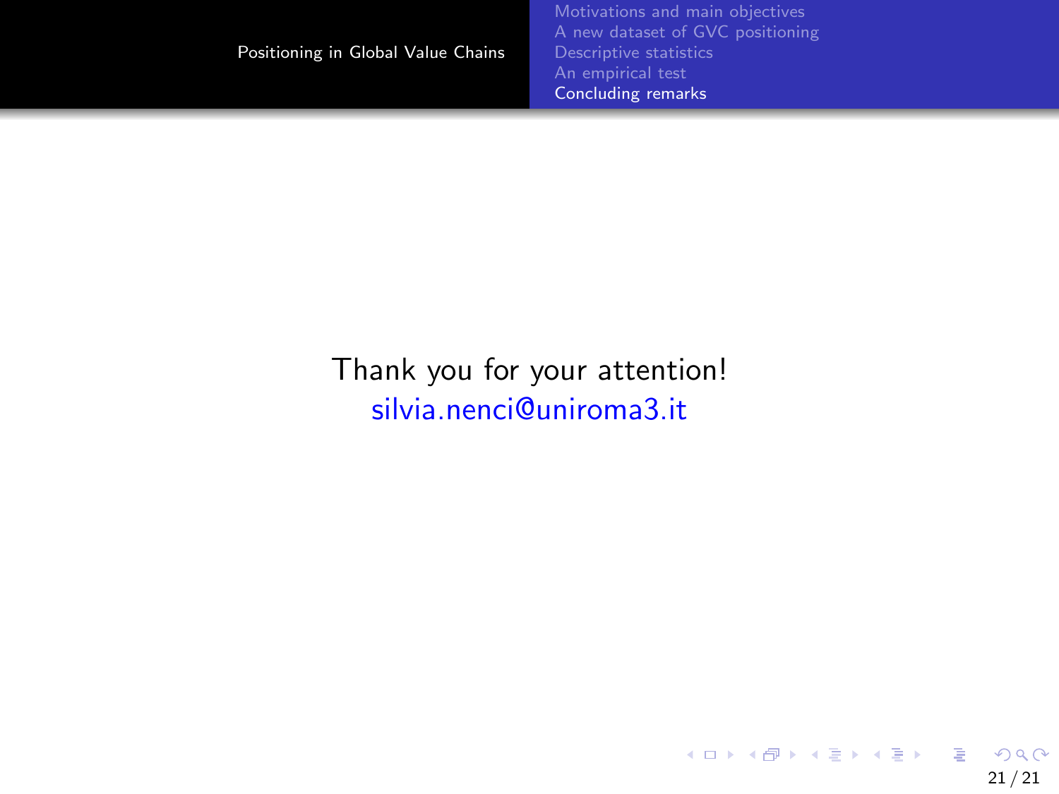Thank you for your attention!

silvia.nenci@uniroma3.it